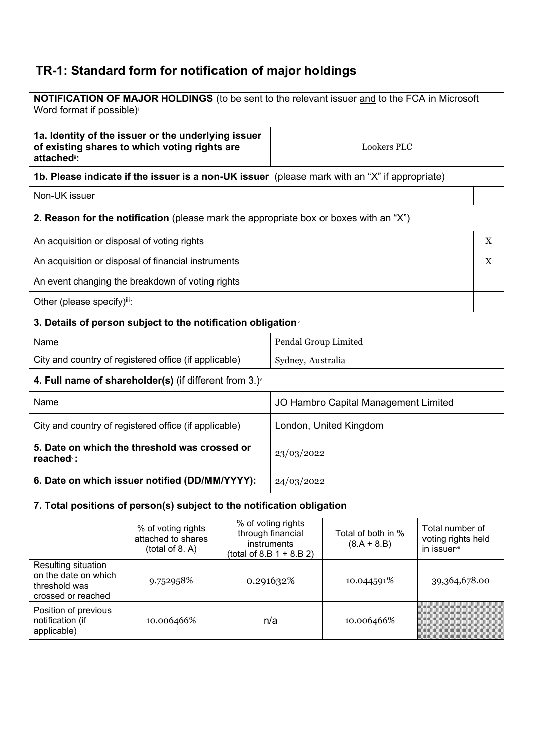# TR-1: Standard form for notification of major holdings

| **NOTIFICATION OF MAJOR HOLDINGS** (to be sent to the relevant issuer and to the FCA in Microsoft Word format if possible)[i] |
|---|

| **1a. Identity of the issuer or the underlying issuer of existing shares to which voting rights are attached**[ii]**:** | Lookers PLC |
|---|---|

**1b. Please indicate if the issuer is a non-UK issuer** (please mark with an "X" if appropriate)

| Non-UK issuer | |
|---|---|

**2. Reason for the notification** (please mark the appropriate box or boxes with an "X")

| | |
|---|---|
| An acquisition or disposal of voting rights | X |
| An acquisition or disposal of financial instruments | X |
| An event changing the breakdown of voting rights | |
| Other (please specify)[iii]: | |

**3. Details of person subject to the notification obligation**[iv]

| | |
|---|---|
| Name | Pendal Group Limited |
| City and country of registered office (if applicable) | Sydney, Australia |

**4. Full name of shareholder(s)** (if different from 3.)[v]

| | |
|---|---|
| Name | JO Hambro Capital Management Limited |
| City and country of registered office (if applicable) | London, United Kingdom |

| | |
|---|---|
| **5. Date on which the threshold was crossed or reached**[vi]**:** | 23/03/2022 |
| **6. Date on which issuer notified (DD/MM/YYYY):** | 24/03/2022 |

**7. Total positions of person(s) subject to the notification obligation**

| | % of voting rights attached to shares (total of 8. A) | % of voting rights through financial instruments (total of 8.B 1 + 8.B 2) | Total of both in % (8.A + 8.B) | Total number of voting rights held in issuer[vii] |
|---|---|---|---|---|
| Resulting situation on the date on which threshold was crossed or reached | 9.752958% | 0.291632% | 10.044591% | 39,364,678.00 |
| Position of previous notification (if applicable) | 10.006466% | n/a | 10.006466% | |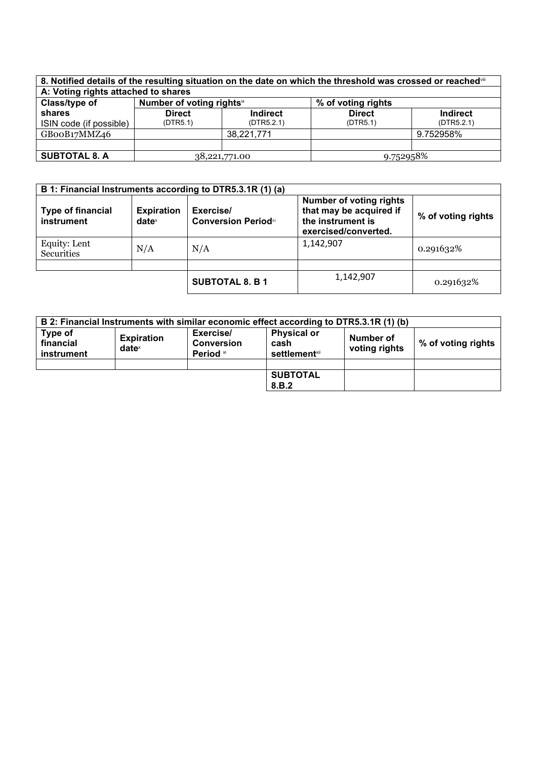| 8. Notified details of the resulting situation on the date on which the threshold was crossed or reached[viii] | | | | |
|---|---|---|---|---|
| A: Voting rights attached to shares | | | | |
| Class/type of shares ISIN code (if possible) | Number of voting rights[ix] | | % of voting rights | |
| | Direct (DTR5.1) | Indirect (DTR5.2.1) | Direct (DTR5.1) | Indirect (DTR5.2.1) |
| GB00B17MMZ46 | | 38,221,771 | | 9.752958% |
| | | | | |
| **SUBTOTAL 8. A** | 38,221,771.00 | | 9.752958% | |

| B 1: Financial Instruments according to DTR5.3.1R (1) (a) | | | | |
|---|---|---|---|---|
| **Type of financial instrument** | **Expiration date**[x] | **Exercise/ Conversion Period**[xi] | **Number of voting rights that may be acquired if the instrument is exercised/converted.** | **% of voting rights** |
| Equity: Lent Securities | N/A | N/A | 1,142,907 | 0.291632% |
| | | | | |
| | | **SUBTOTAL 8. B 1** | 1,142,907 | 0.291632% |

| B 2: Financial Instruments with similar economic effect according to DTR5.3.1R (1) (b) | | | | | |
|---|---|---|---|---|---|
| **Type of financial instrument** | **Expiration date**[x] | **Exercise/ Conversion Period** [xi] | **Physical or cash settlement**[xii] | **Number of voting rights** | **% of voting rights** |
| | | | | | |
| | | | **SUBTOTAL 8.B.2** | | |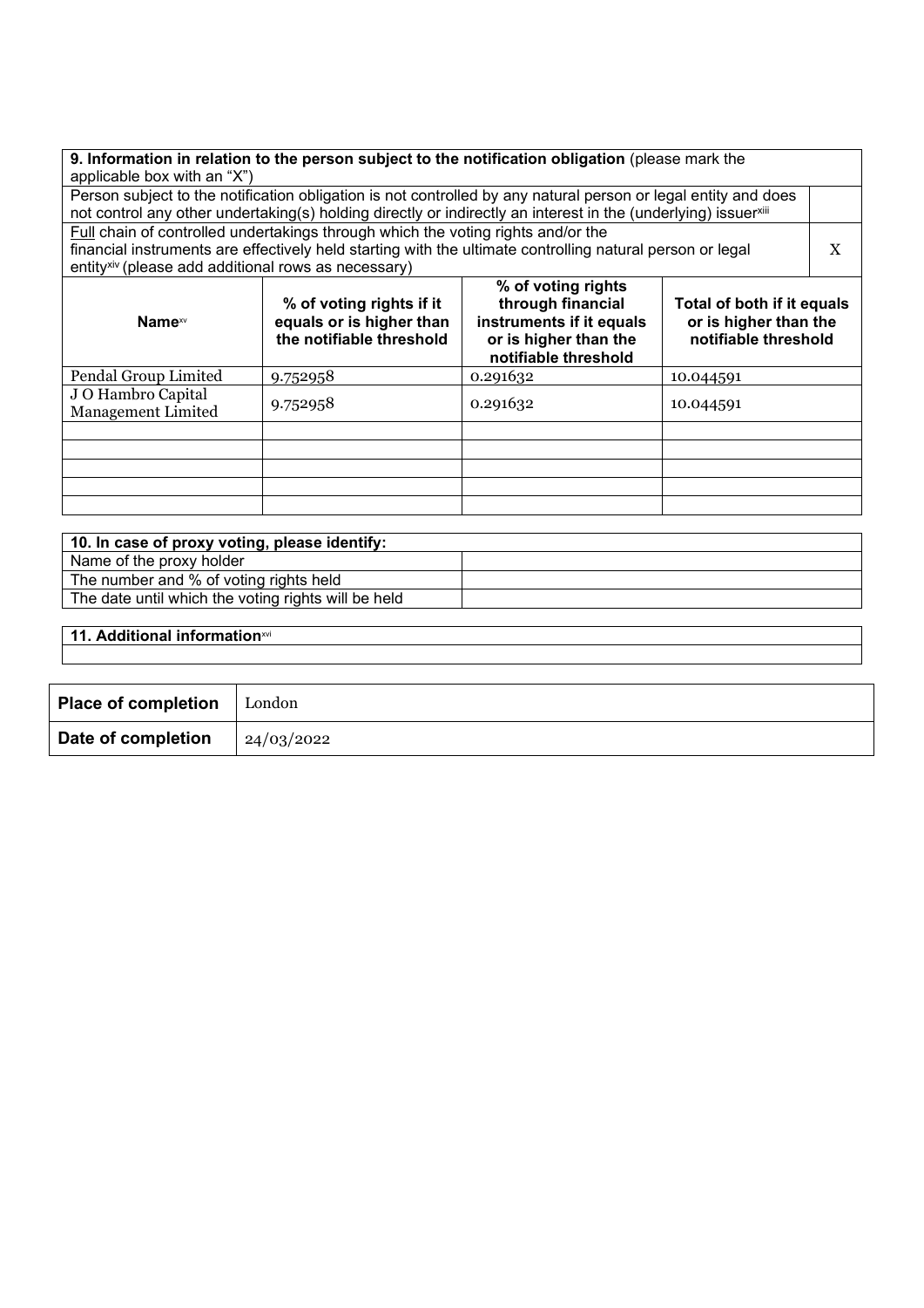| **9. Information in relation to the person subject to the notification obligation** (please mark the applicable box with an "X") | |
|---|---|
| Person subject to the notification obligation is not controlled by any natural person or legal entity and does not control any other undertaking(s) holding directly or indirectly an interest in the (underlying) issuer[xiii] | |
| Full chain of controlled undertakings through which the voting rights and/or the financial instruments are effectively held starting with the ultimate controlling natural person or legal entity[xiv] (please add additional rows as necessary) | X |

| **Name**[xv] | **% of voting rights if it equals or is higher than the notifiable threshold** | **% of voting rights through financial instruments if it equals or is higher than the notifiable threshold** | **Total of both if it equals or is higher than the notifiable threshold** |
|---|---|---|---|
| Pendal Group Limited | 9.752958 | 0.291632 | 10.044591 |
| J O Hambro Capital Management Limited | 9.752958 | 0.291632 | 10.044591 |
| | | | |
| | | | |
| | | | |
| | | | |
| | | | |

| **10. In case of proxy voting, please identify:** | |
|---|---|
| Name of the proxy holder | |
| The number and % of voting rights held | |
| The date until which the voting rights will be held | |

| **11. Additional information**[xvi] |
|---|
| |

| | |
|---|---|
| **Place of completion** | London |
| **Date of completion** | 24/03/2022 |